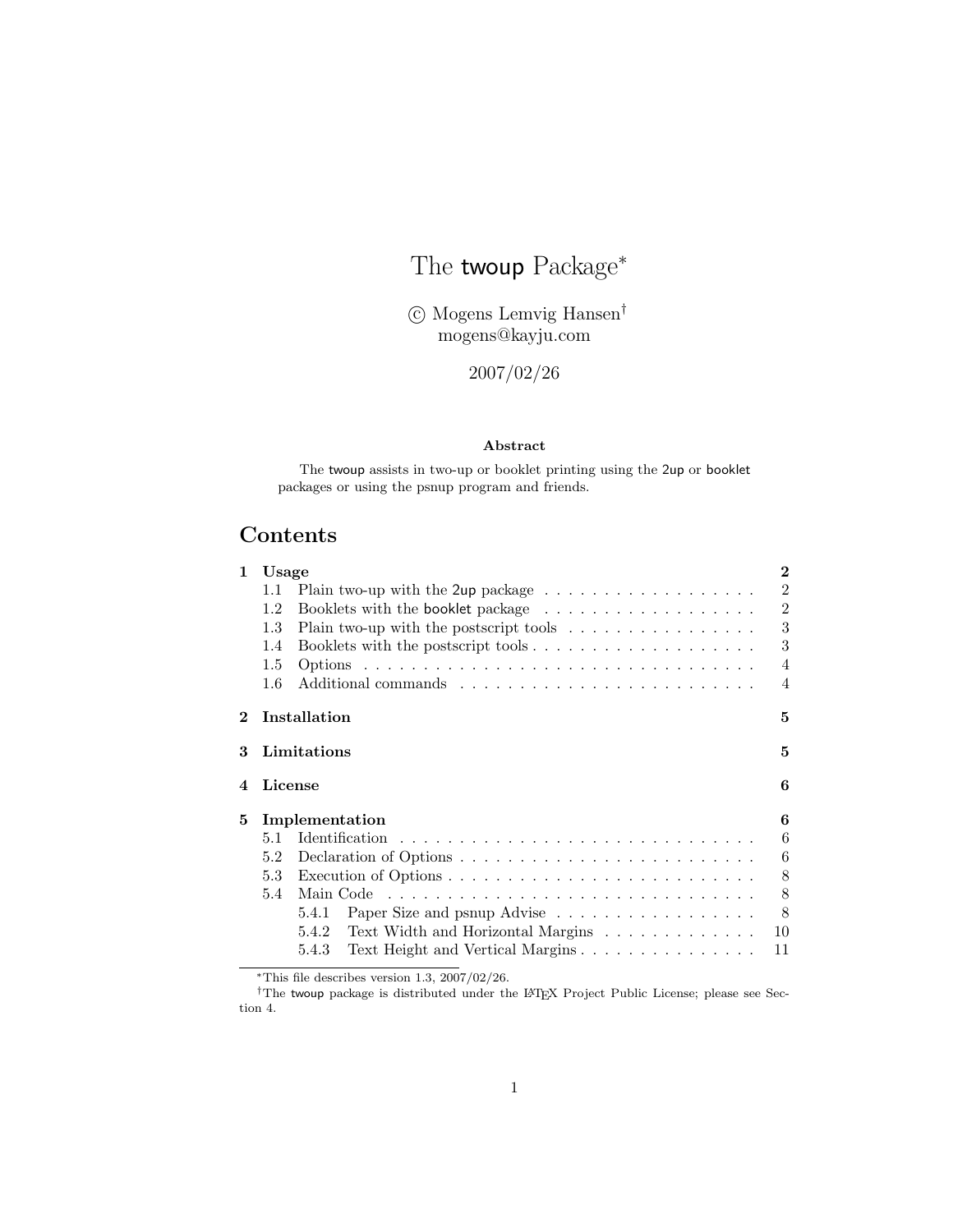# The twoup Package[*]

© Mogens Lemvig Hansen[†]
mogens@kayju.com

2007/02/26

**Abstract**

The twoup assists in two-up or booklet printing using the 2up or booklet packages or using the psnup program and friends.

## Contents

| | | |
|---|---|---|
| **1** | **Usage** | **2** |
| 1.1 | Plain two-up with the 2up package | 2 |
| 1.2 | Booklets with the booklet package | 2 |
| 1.3 | Plain two-up with the postscript tools | 3 |
| 1.4 | Booklets with the postscript tools | 3 |
| 1.5 | Options | 4 |
| 1.6 | Additional commands | 4 |
| **2** | **Installation** | **5** |
| **3** | **Limitations** | **5** |
| **4** | **License** | **6** |
| **5** | **Implementation** | **6** |
| 5.1 | Identification | 6 |
| 5.2 | Declaration of Options | 6 |
| 5.3 | Execution of Options | 8 |
| 5.4 | Main Code | 8 |
| 5.4.1 | Paper Size and psnup Advise | 8 |
| 5.4.2 | Text Width and Horizontal Margins | 10 |
| 5.4.3 | Text Height and Vertical Margins | 11 |

[*]This file describes version 1.3, 2007/02/26.

[†]The twoup package is distributed under the LaTeX Project Public License; please see Section 4.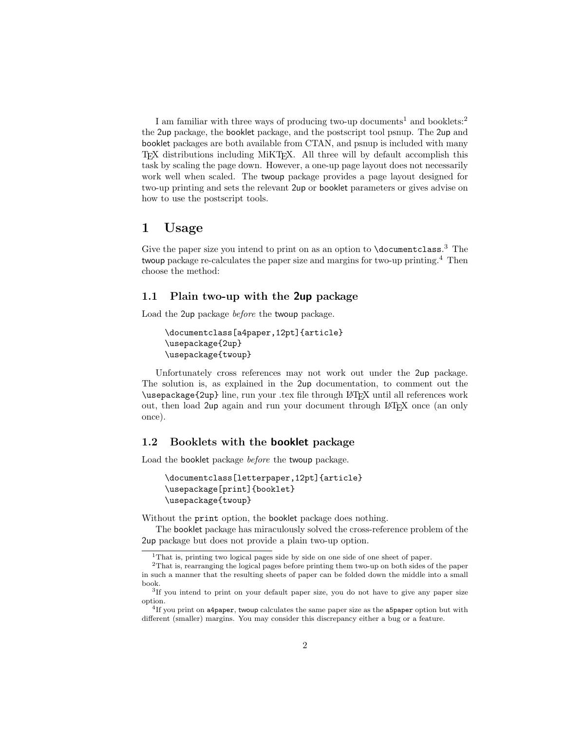I am familiar with three ways of producing two-up documents[1] and booklets:[2] the 2up package, the booklet package, and the postscript tool psnup. The 2up and booklet packages are both available from CTAN, and psnup is included with many TeX distributions including MiKTeX. All three will by default accomplish this task by scaling the page down. However, a one-up page layout does not necessarily work well when scaled. The twoup package provides a page layout designed for two-up printing and sets the relevant 2up or booklet parameters or gives advise on how to use the postscript tools.

# 1 Usage

Give the paper size you intend to print on as an option to `\documentclass`.[3] The twoup package re-calculates the paper size and margins for two-up printing.[4] Then choose the method:

## 1.1 Plain two-up with the 2up package

Load the 2up package *before* the twoup package.

```
\documentclass[a4paper,12pt]{article}
\usepackage{2up}
\usepackage{twoup}
```

Unfortunately cross references may not work out under the 2up package. The solution is, as explained in the 2up documentation, to comment out the `\usepackage{2up}` line, run your .tex file through LaTeX until all references work out, then load 2up again and run your document through LaTeX once (an only once).

## 1.2 Booklets with the booklet package

Load the booklet package *before* the twoup package.

```
\documentclass[letterpaper,12pt]{article}
\usepackage[print]{booklet}
\usepackage{twoup}
```

Without the `print` option, the booklet package does nothing.

The booklet package has miraculously solved the cross-reference problem of the 2up package but does not provide a plain two-up option.

---

[1] That is, printing two logical pages side by side on one side of one sheet of paper.

[2] That is, rearranging the logical pages before printing them two-up on both sides of the paper in such a manner that the resulting sheets of paper can be folded down the middle into a small book.

[3] If you intend to print on your default paper size, you do not have to give any paper size option.

[4] If you print on `a4paper`, twoup calculates the same paper size as the `a5paper` option but with different (smaller) margins. You may consider this discrepancy either a bug or a feature.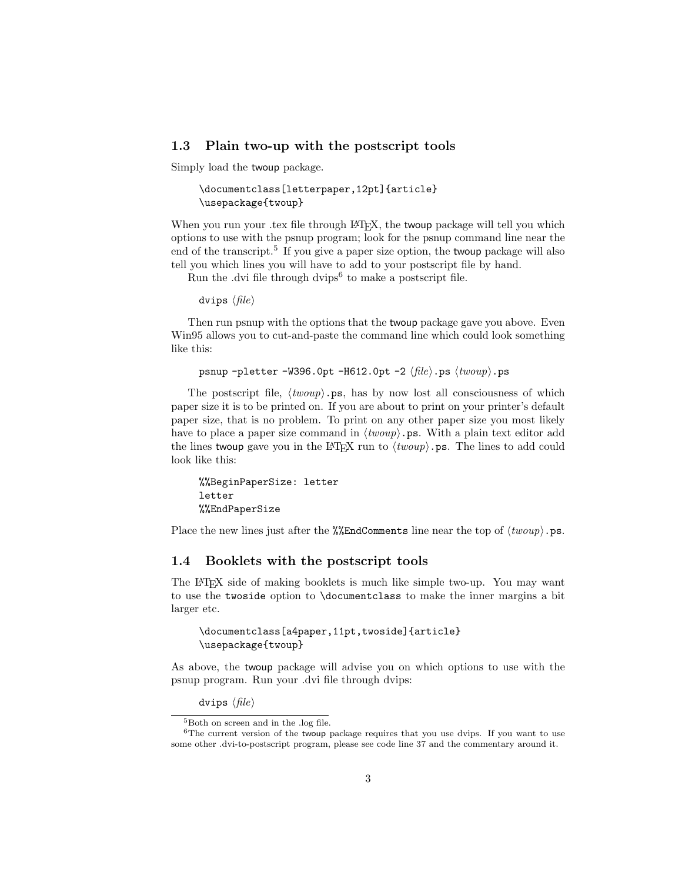### 1.3 Plain two-up with the postscript tools

Simply load the twoup package.

```
\documentclass[letterpaper,12pt]{article}
\usepackage{twoup}
```

When you run your .tex file through LaTeX, the twoup package will tell you which options to use with the psnup program; look for the psnup command line near the end of the transcript.[5] If you give a paper size option, the twoup package will also tell you which lines you will have to add to your postscript file by hand.

Run the .dvi file through dvips[6] to make a postscript file.

```
dvips ⟨file⟩
```

Then run psnup with the options that the twoup package gave you above. Even Win95 allows you to cut-and-paste the command line which could look something like this:

```
psnup -pletter -W396.0pt -H612.0pt -2 ⟨file⟩.ps ⟨twoup⟩.ps
```

The postscript file, ⟨*twoup*⟩`.ps`, has by now lost all consciousness of which paper size it is to be printed on. If you are about to print on your printer's default paper size, that is no problem. To print on any other paper size you most likely have to place a paper size command in ⟨*twoup*⟩`.ps`. With a plain text editor add the lines twoup gave you in the LaTeX run to ⟨*twoup*⟩`.ps`. The lines to add could look like this:

```
%%BeginPaperSize: letter
letter
%%EndPaperSize
```

Place the new lines just after the `%%EndComments` line near the top of ⟨*twoup*⟩`.ps`.

### 1.4 Booklets with the postscript tools

The LaTeX side of making booklets is much like simple two-up. You may want to use the `twoside` option to `\documentclass` to make the inner margins a bit larger etc.

```
\documentclass[a4paper,11pt,twoside]{article}
\usepackage{twoup}
```

As above, the twoup package will advise you on which options to use with the psnup program. Run your .dvi file through dvips:

```
dvips ⟨file⟩
```

[5] Both on screen and in the .log file.

[6] The current version of the twoup package requires that you use dvips. If you want to use some other .dvi-to-postscript program, please see code line 37 and the commentary around it.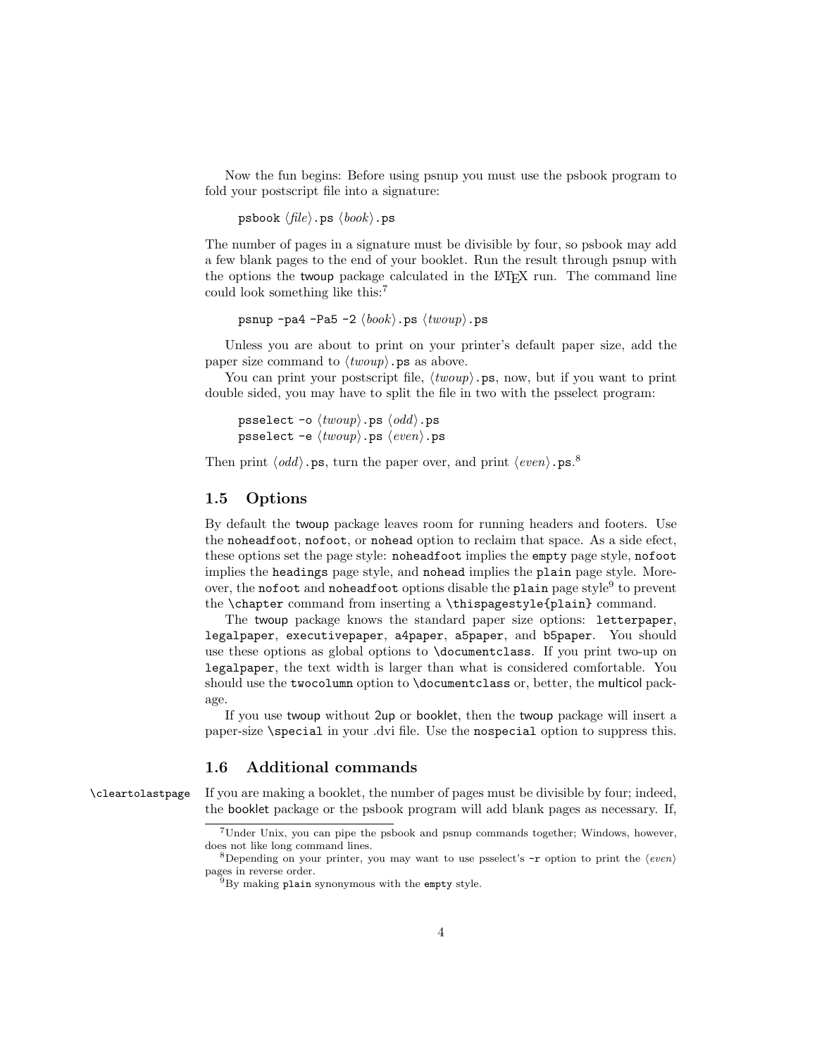Now the fun begins: Before using psnup you must use the psbook program to fold your postscript file into a signature:

```
psbook ⟨file⟩.ps ⟨book⟩.ps
```

The number of pages in a signature must be divisible by four, so psbook may add a few blank pages to the end of your booklet. Run the result through psnup with the options the twoup package calculated in the LaTeX run. The command line could look something like this:[7]

```
psnup -pa4 -Pa5 -2 ⟨book⟩.ps ⟨twoup⟩.ps
```

Unless you are about to print on your printer's default paper size, add the paper size command to ⟨*twoup*⟩`.ps` as above.

You can print your postscript file, ⟨*twoup*⟩`.ps`, now, but if you want to print double sided, you may have to split the file in two with the psselect program:

```
psselect -o ⟨twoup⟩.ps ⟨odd⟩.ps
psselect -e ⟨twoup⟩.ps ⟨even⟩.ps
```

Then print ⟨*odd*⟩`.ps`, turn the paper over, and print ⟨*even*⟩`.ps`.[8]

## 1.5 Options

By default the twoup package leaves room for running headers and footers. Use the `noheadfoot`, `nofoot`, or `nohead` option to reclaim that space. As a side efect, these options set the page style: `noheadfoot` implies the `empty` page style, `nofoot` implies the `headings` page style, and `nohead` implies the `plain` page style. Moreover, the `nofoot` and `noheadfoot` options disable the `plain` page style[9] to prevent the `\chapter` command from inserting a `\thispagestyle{plain}` command.

The twoup package knows the standard paper size options: `letterpaper`, `legalpaper`, `executivepaper`, `a4paper`, `a5paper`, and `b5paper`. You should use these options as global options to `\documentclass`. If you print two-up on `legalpaper`, the text width is larger than what is considered comfortable. You should use the `twocolumn` option to `\documentclass` or, better, the multicol package.

If you use twoup without 2up or booklet, then the twoup package will insert a paper-size `\special` in your .dvi file. Use the `nospecial` option to suppress this.

## 1.6 Additional commands

`\cleartolastpage` If you are making a booklet, the number of pages must be divisible by four; indeed, the booklet package or the psbook program will add blank pages as necessary. If,

[7] Under Unix, you can pipe the psbook and psnup commands together; Windows, however, does not like long command lines.

[8] Depending on your printer, you may want to use psselect's `-r` option to print the ⟨*even*⟩ pages in reverse order.

[9] By making `plain` synonymous with the `empty` style.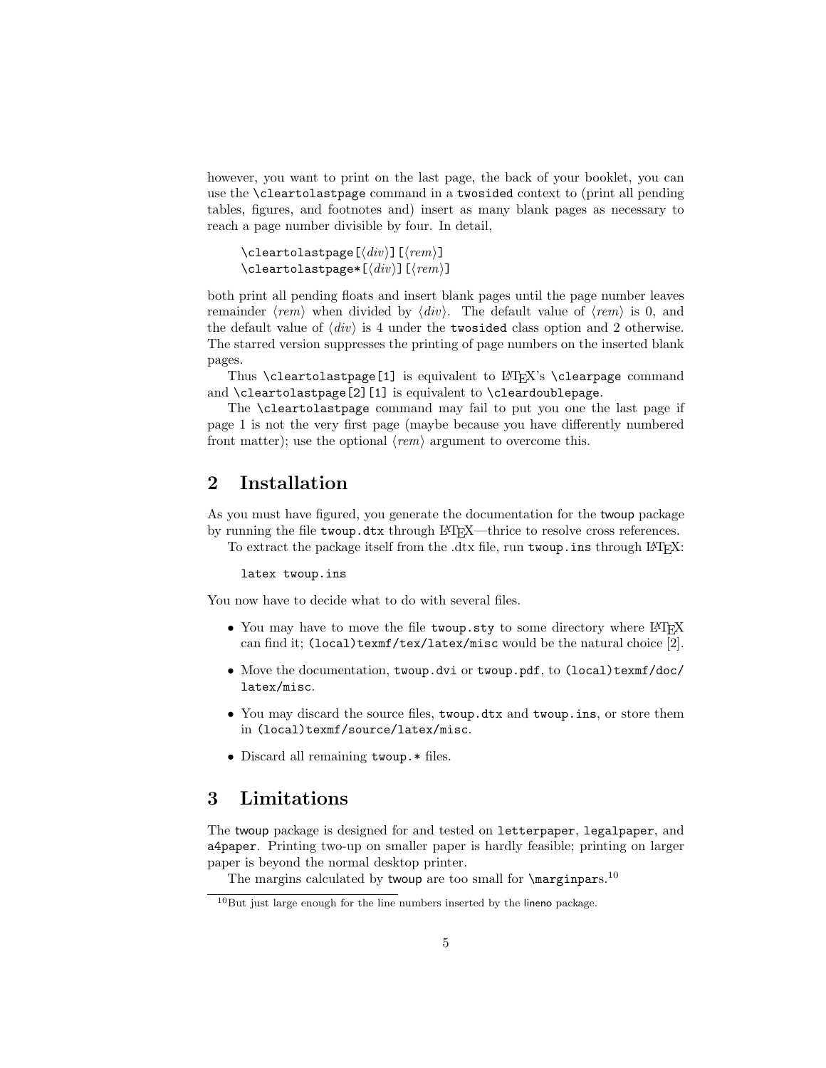however, you want to print on the last page, the back of your booklet, you can use the `\cleartolastpage` command in a `twosided` context to (print all pending tables, figures, and footnotes and) insert as many blank pages as necessary to reach a page number divisible by four. In detail,

```
\cleartolastpage[⟨div⟩][⟨rem⟩]
\cleartolastpage*[⟨div⟩][⟨rem⟩]
```

both print all pending floats and insert blank pages until the page number leaves remainder ⟨*rem*⟩ when divided by ⟨*div*⟩. The default value of ⟨*rem*⟩ is 0, and the default value of ⟨*div*⟩ is 4 under the `twosided` class option and 2 otherwise. The starred version suppresses the printing of page numbers on the inserted blank pages.

Thus `\cleartolastpage[1]` is equivalent to LaTeX's `\clearpage` command and `\cleartolastpage[2][1]` is equivalent to `\cleardoublepage`.

The `\cleartolastpage` command may fail to put you one the last page if page 1 is not the very first page (maybe because you have differently numbered front matter); use the optional ⟨*rem*⟩ argument to overcome this.

## 2 Installation

As you must have figured, you generate the documentation for the twoup package by running the file `twoup.dtx` through LaTeX—thrice to resolve cross references.

To extract the package itself from the .dtx file, run `twoup.ins` through LaTeX:

```
latex twoup.ins
```

You now have to decide what to do with several files.

- You may have to move the file `twoup.sty` to some directory where LaTeX can find it; `(local)texmf/tex/latex/misc` would be the natural choice [2].
- Move the documentation, `twoup.dvi` or `twoup.pdf`, to `(local)texmf/doc/latex/misc`.
- You may discard the source files, `twoup.dtx` and `twoup.ins`, or store them in `(local)texmf/source/latex/misc`.
- Discard all remaining `twoup.*` files.

## 3 Limitations

The twoup package is designed for and tested on `letterpaper`, `legalpaper`, and `a4paper`. Printing two-up on smaller paper is hardly feasible; printing on larger paper is beyond the normal desktop printer.

The margins calculated by twoup are too small for `\marginpars`.[10]

[10]But just large enough for the line numbers inserted by the lineno package.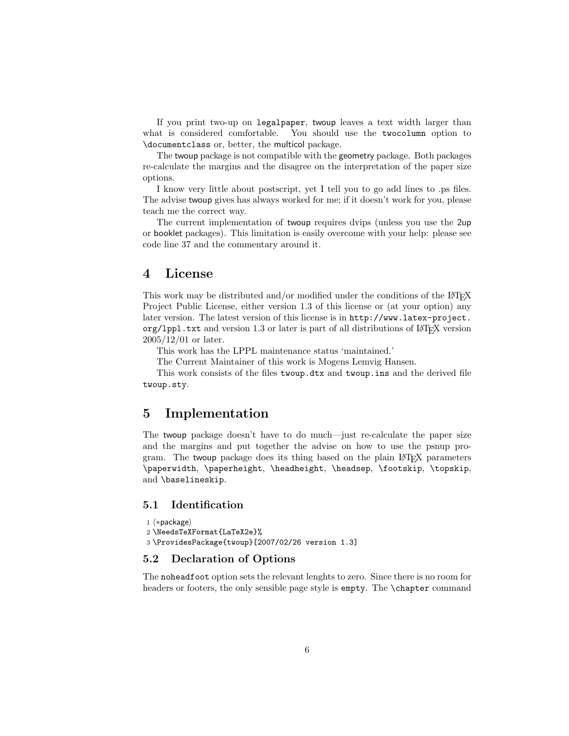If you print two-up on legalpaper, twoup leaves a text width larger than what is considered comfortable. You should use the twocolumn option to \documentclass or, better, the multicol package.

The twoup package is not compatible with the geometry package. Both packages re-calculate the margins and the disagree on the interpretation of the paper size options.

I know very little about postscript, yet I tell you to go add lines to .ps files. The advise twoup gives has always worked for me; if it doesn't work for you, please teach me the correct way.

The current implementation of twoup requires dvips (unless you use the 2up or booklet packages). This limitation is easily overcome with your help: please see code line 37 and the commentary around it.

# 4 License

This work may be distributed and/or modified under the conditions of the LaTeX Project Public License, either version 1.3 of this license or (at your option) any later version. The latest version of this license is in http://www.latex-project.org/lppl.txt and version 1.3 or later is part of all distributions of LaTeX version 2005/12/01 or later.

This work has the LPPL maintenance status 'maintained.'

The Current Maintainer of this work is Mogens Lemvig Hansen.

This work consists of the files twoup.dtx and twoup.ins and the derived file twoup.sty.

# 5 Implementation

The twoup package doesn't have to do much—just re-calculate the paper size and the margins and put together the advise on how to use the psnup program. The twoup package does its thing based on the plain LaTeX parameters \paperwidth, \paperheight, \headheight, \headsep, \footskip, \topskip, and \baselineskip.

## 5.1 Identification

```
1 ⟨*package⟩
2 \NeedsTeXFormat{LaTeX2e}%
3 \ProvidesPackage{twoup}[2007/02/26 version 1.3]
```

## 5.2 Declaration of Options

The noheadfoot option sets the relevant lenghts to zero. Since there is no room for headers or footers, the only sensible page style is empty. The \chapter command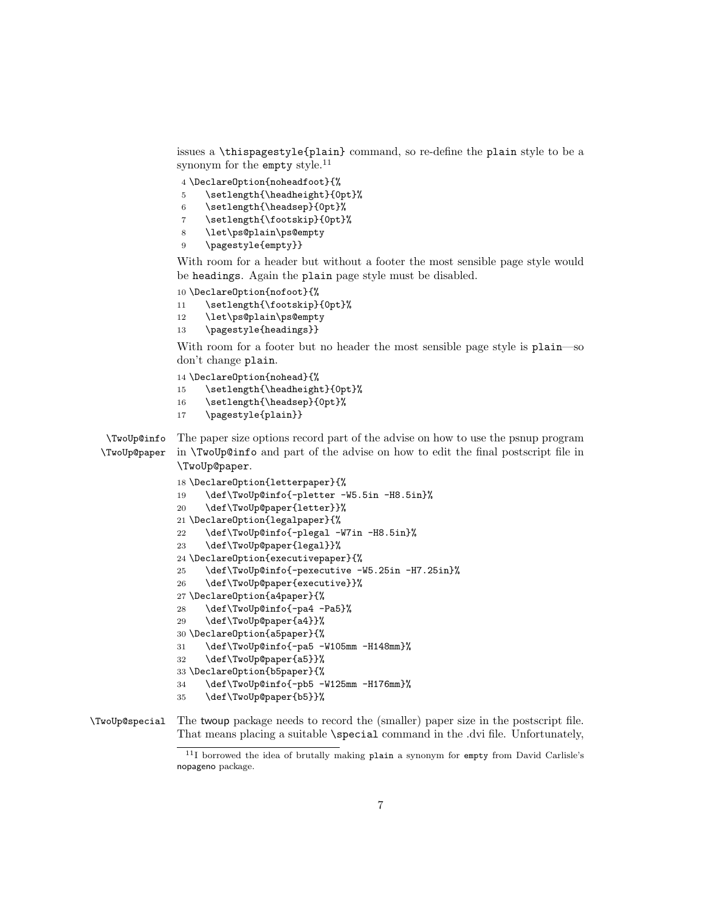issues a `\thispagestyle{plain}` command, so re-define the `plain` style to be a synonym for the `empty` style.[11]

```
4 \DeclareOption{noheadfoot}{%
5     \setlength{\headheight}{0pt}%
6     \setlength{\headsep}{0pt}%
7     \setlength{\footskip}{0pt}%
8     \let\ps@plain\ps@empty
9     \pagestyle{empty}}
```

With room for a header but without a footer the most sensible page style would be `headings`. Again the `plain` page style must be disabled.

```
10 \DeclareOption{nofoot}{%
11     \setlength{\footskip}{0pt}%
12     \let\ps@plain\ps@empty
13     \pagestyle{headings}}
```

With room for a footer but no header the most sensible page style is `plain`—so don't change `plain`.

```
14 \DeclareOption{nohead}{%
15     \setlength{\headheight}{0pt}%
16     \setlength{\headsep}{0pt}%
17     \pagestyle{plain}}
```

`\TwoUp@info` `\TwoUp@paper` The paper size options record part of the advise on how to use the psnup program in `\TwoUp@info` and part of the advise on how to edit the final postscript file in `\TwoUp@paper`.

```
18 \DeclareOption{letterpaper}{%
19     \def\TwoUp@info{-pletter -W5.5in -H8.5in}%
20     \def\TwoUp@paper{letter}}%
21 \DeclareOption{legalpaper}{%
22     \def\TwoUp@info{-plegal -W7in -H8.5in}%
23     \def\TwoUp@paper{legal}}%
24 \DeclareOption{executivepaper}{%
25     \def\TwoUp@info{-pexecutive -W5.25in -H7.25in}%
26     \def\TwoUp@paper{executive}}%
27 \DeclareOption{a4paper}{%
28     \def\TwoUp@info{-pa4 -Pa5}%
29     \def\TwoUp@paper{a4}}%
30 \DeclareOption{a5paper}{%
31     \def\TwoUp@info{-pa5 -W105mm -H148mm}%
32     \def\TwoUp@paper{a5}}%
33 \DeclareOption{b5paper}{%
34     \def\TwoUp@info{-pb5 -W125mm -H176mm}%
35     \def\TwoUp@paper{b5}}%
```

`\TwoUp@special` The twoup package needs to record the (smaller) paper size in the postscript file. That means placing a suitable `\special` command in the .dvi file. Unfortunately,

[11] I borrowed the idea of brutally making `plain` a synonym for `empty` from David Carlisle's nopageno package.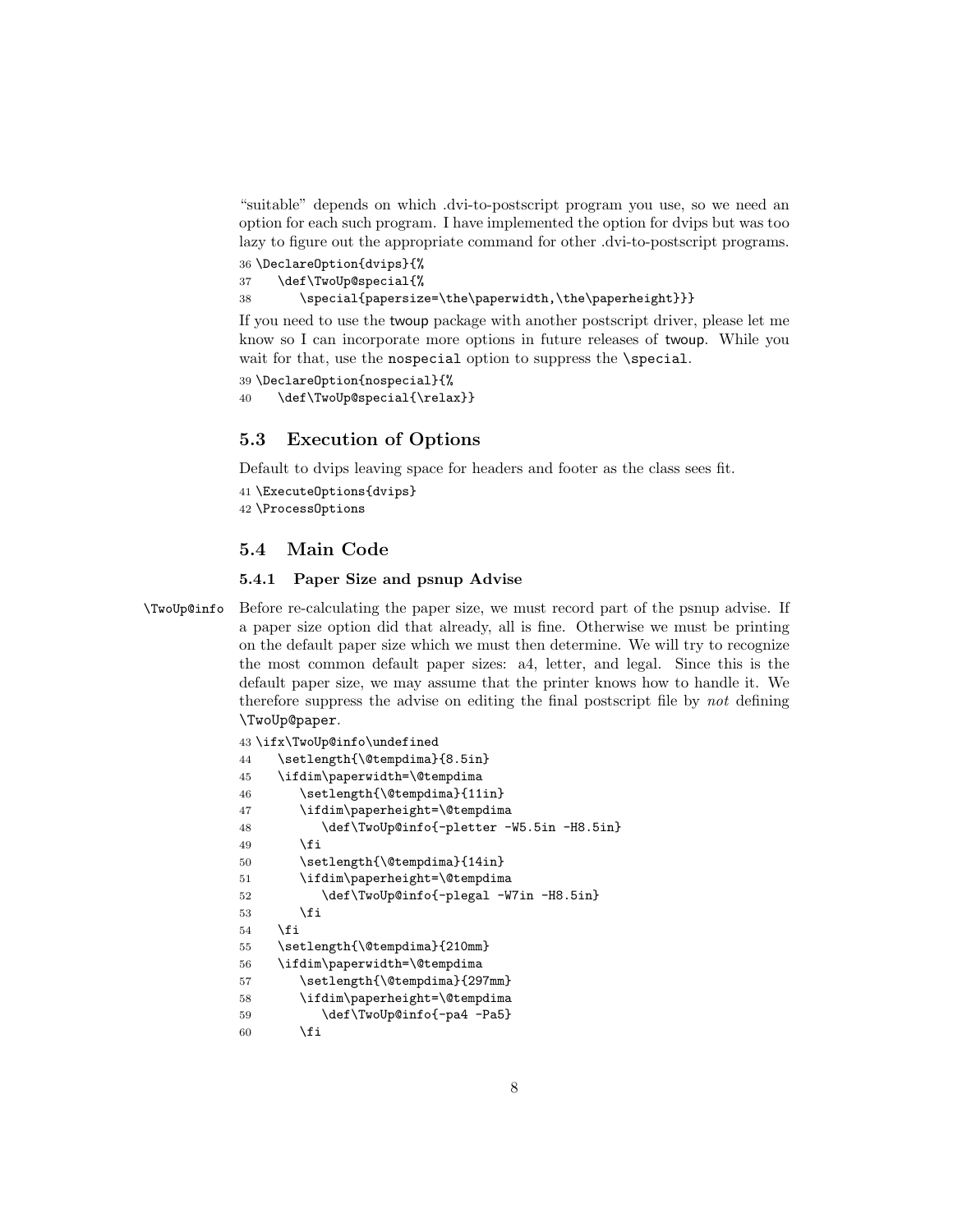"suitable" depends on which .dvi-to-postscript program you use, so we need an option for each such program. I have implemented the option for dvips but was too lazy to figure out the appropriate command for other .dvi-to-postscript programs.

```
36 \DeclareOption{dvips}{%
37    \def\TwoUp@special{%
38       \special{papersize=\the\paperwidth,\the\paperheight}}}
```

If you need to use the twoup package with another postscript driver, please let me know so I can incorporate more options in future releases of twoup. While you wait for that, use the `nospecial` option to suppress the `\special`.

```
39 \DeclareOption{nospecial}{%
40    \def\TwoUp@special{\relax}}
```

## 5.3 Execution of Options

Default to dvips leaving space for headers and footer as the class sees fit.

```
41 \ExecuteOptions{dvips}
42 \ProcessOptions
```

## 5.4 Main Code

### 5.4.1 Paper Size and psnup Advise

`\TwoUp@info` Before re-calculating the paper size, we must record part of the psnup advise. If a paper size option did that already, all is fine. Otherwise we must be printing on the default paper size which we must then determine. We will try to recognize the most common default paper sizes: a4, letter, and legal. Since this is the default paper size, we may assume that the printer knows how to handle it. We therefore suppress the advise on editing the final postscript file by *not* defining `\TwoUp@paper`.

```
43 \ifx\TwoUp@info\undefined
44    \setlength{\@tempdima}{8.5in}
45    \ifdim\paperwidth=\@tempdima
46       \setlength{\@tempdima}{11in}
47       \ifdim\paperheight=\@tempdima
48          \def\TwoUp@info{-pletter -W5.5in -H8.5in}
49       \fi
50       \setlength{\@tempdima}{14in}
51       \ifdim\paperheight=\@tempdima
52          \def\TwoUp@info{-plegal -W7in -H8.5in}
53       \fi
54    \fi
55    \setlength{\@tempdima}{210mm}
56    \ifdim\paperwidth=\@tempdima
57       \setlength{\@tempdima}{297mm}
58       \ifdim\paperheight=\@tempdima
59          \def\TwoUp@info{-pa4 -Pa5}
60       \fi
```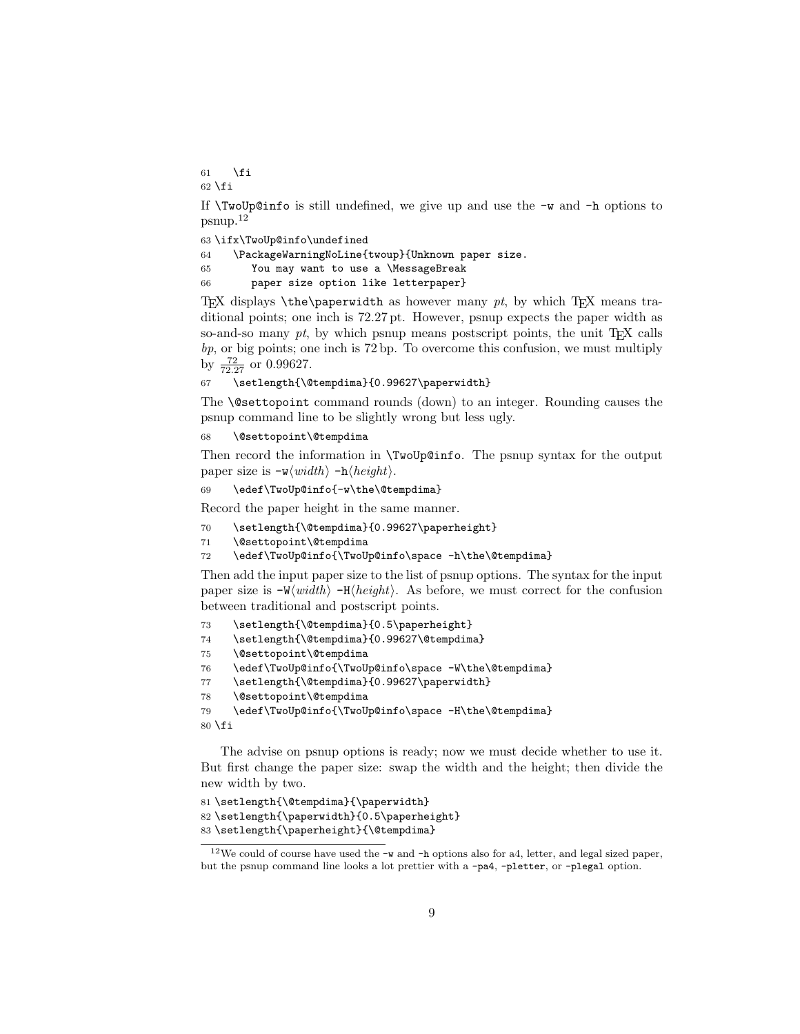```
61    \fi
62 \fi
```

If `\TwoUp@info` is still undefined, we give up and use the `-w` and `-h` options to psnup.[12]

```
63 \ifx\TwoUp@info\undefined
64    \PackageWarningNoLine{twoup}{Unknown paper size.
65       You may want to use a \MessageBreak
66       paper size option like letterpaper}
```

TEX displays `\the\paperwidth` as however many *pt*, by which TEX means traditional points; one inch is 72.27 pt. However, psnup expects the paper width as so-and-so many *pt*, by which psnup means postscript points, the unit TEX calls *bp*, or big points; one inch is 72 bp. To overcome this confusion, we must multiply by $\frac{72}{72.27}$ or 0.99627.

```
67    \setlength{\@tempdima}{0.99627\paperwidth}
```

The `\@settopoint` command rounds (down) to an integer. Rounding causes the psnup command line to be slightly wrong but less ugly.

```
68    \@settopoint\@tempdima
```

Then record the information in `\TwoUp@info`. The psnup syntax for the output paper size is `-w`⟨*width*⟩ `-h`⟨*height*⟩.

```
69    \edef\TwoUp@info{-w\the\@tempdima}
```

Record the paper height in the same manner.

```
70    \setlength{\@tempdima}{0.99627\paperheight}
71    \@settopoint\@tempdima
72    \edef\TwoUp@info{\TwoUp@info\space -h\the\@tempdima}
```

Then add the input paper size to the list of psnup options. The syntax for the input paper size is `-W`⟨*width*⟩ `-H`⟨*height*⟩. As before, we must correct for the confusion between traditional and postscript points.

```
73    \setlength{\@tempdima}{0.5\paperheight}
74    \setlength{\@tempdima}{0.99627\@tempdima}
75    \@settopoint\@tempdima
76    \edef\TwoUp@info{\TwoUp@info\space -W\the\@tempdima}
77    \setlength{\@tempdima}{0.99627\paperwidth}
78    \@settopoint\@tempdima
79    \edef\TwoUp@info{\TwoUp@info\space -H\the\@tempdima}
80 \fi
```

The advise on psnup options is ready; now we must decide whether to use it. But first change the paper size: swap the width and the height; then divide the new width by two.

```
81 \setlength{\@tempdima}{\paperwidth}
82 \setlength{\paperwidth}{0.5\paperheight}
83 \setlength{\paperheight}{\@tempdima}
```

[12] We could of course have used the `-w` and `-h` options also for a4, letter, and legal sized paper, but the psnup command line looks a lot prettier with a `-pa4`, `-pletter`, or `-plegal` option.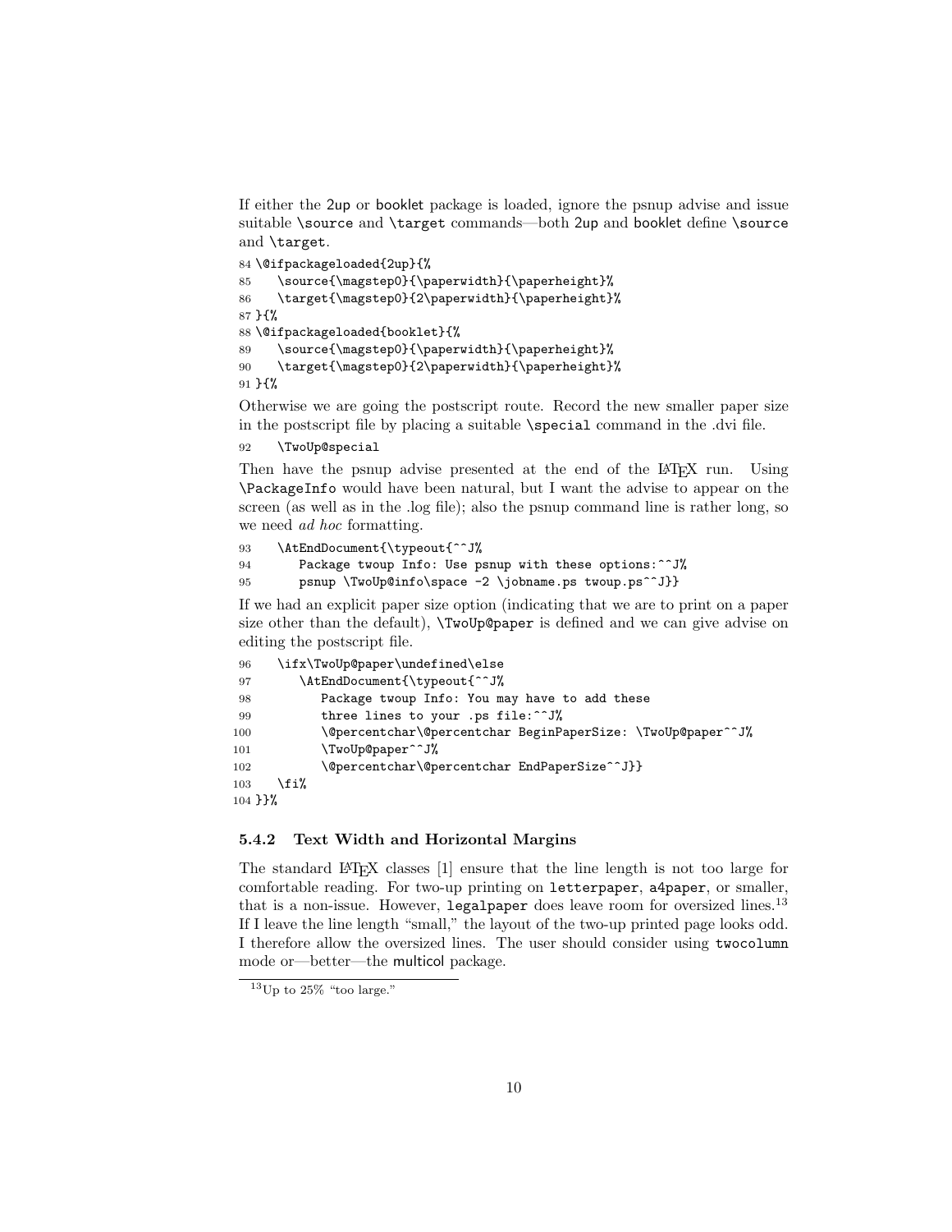If either the 2up or booklet package is loaded, ignore the psnup advise and issue suitable `\source` and `\target` commands—both 2up and booklet define `\source` and `\target`.

```
84 \@ifpackageloaded{2up}{%
85    \source{\magstep0}{\paperwidth}{\paperheight}%
86    \target{\magstep0}{2\paperwidth}{\paperheight}%
87 }{%
88 \@ifpackageloaded{booklet}{%
89    \source{\magstep0}{\paperwidth}{\paperheight}%
90    \target{\magstep0}{2\paperwidth}{\paperheight}%
91 }{%
```

Otherwise we are going the postscript route. Record the new smaller paper size in the postscript file by placing a suitable `\special` command in the .dvi file.

```
92    \TwoUp@special
```

Then have the psnup advise presented at the end of the LaTeX run. Using `\PackageInfo` would have been natural, but I want the advise to appear on the screen (as well as in the .log file); also the psnup command line is rather long, so we need *ad hoc* formatting.

```
93    \AtEndDocument{\typeout{^^J%
94       Package twoup Info: Use psnup with these options:^^J%
95       psnup \TwoUp@info\space -2 \jobname.ps twoup.ps^^J}}
```

If we had an explicit paper size option (indicating that we are to print on a paper size other than the default), `\TwoUp@paper` is defined and we can give advise on editing the postscript file.

```
96    \ifx\TwoUp@paper\undefined\else
97       \AtEndDocument{\typeout{^^J%
98          Package twoup Info: You may have to add these
99          three lines to your .ps file:^^J%
100         \@percentchar\@percentchar BeginPaperSize: \TwoUp@paper^^J%
101         \TwoUp@paper^^J%
102         \@percentchar\@percentchar EndPaperSize^^J}}
103    \fi%
104 }}%
```

### 5.4.2 Text Width and Horizontal Margins

The standard LaTeX classes [1] ensure that the line length is not too large for comfortable reading. For two-up printing on `letterpaper`, `a4paper`, or smaller, that is a non-issue. However, `legalpaper` does leave room for oversized lines.[13] If I leave the line length "small," the layout of the two-up printed page looks odd. I therefore allow the oversized lines. The user should consider using `twocolumn` mode or—better—the multicol package.

[13] Up to 25% "too large."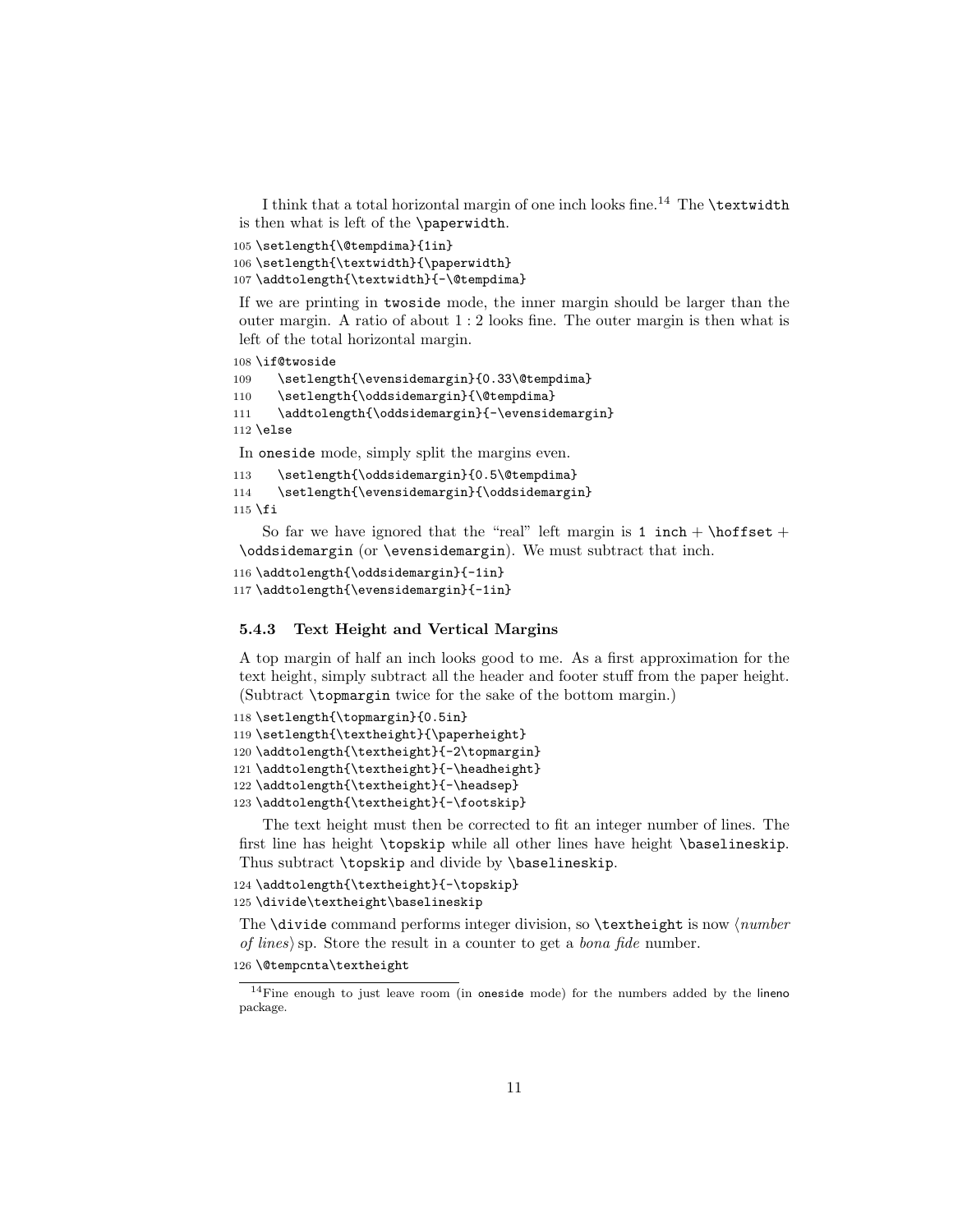I think that a total horizontal margin of one inch looks fine.[14] The `\textwidth` is then what is left of the `\paperwidth`.

```
105 \setlength{\@tempdima}{1in}
106 \setlength{\textwidth}{\paperwidth}
107 \addtolength{\textwidth}{-\@tempdima}
```

If we are printing in `twoside` mode, the inner margin should be larger than the outer margin. A ratio of about 1 : 2 looks fine. The outer margin is then what is left of the total horizontal margin.

```
108 \if@twoside
109    \setlength{\evensidemargin}{0.33\@tempdima}
110    \setlength{\oddsidemargin}{\@tempdima}
111    \addtolength{\oddsidemargin}{-\evensidemargin}
112 \else
```

In `oneside` mode, simply split the margins even.

```
113    \setlength{\oddsidemargin}{0.5\@tempdima}
114    \setlength{\evensidemargin}{\oddsidemargin}
115 \fi
```

So far we have ignored that the "real" left margin is `1 inch` + `\hoffset` + `\oddsidemargin` (or `\evensidemargin`). We must subtract that inch.

```
116 \addtolength{\oddsidemargin}{-1in}
117 \addtolength{\evensidemargin}{-1in}
```

### 5.4.3 Text Height and Vertical Margins

A top margin of half an inch looks good to me. As a first approximation for the text height, simply subtract all the header and footer stuff from the paper height. (Subtract `\topmargin` twice for the sake of the bottom margin.)

```
118 \setlength{\topmargin}{0.5in}
119 \setlength{\textheight}{\paperheight}
120 \addtolength{\textheight}{-2\topmargin}
121 \addtolength{\textheight}{-\headheight}
122 \addtolength{\textheight}{-\headsep}
123 \addtolength{\textheight}{-\footskip}
```

The text height must then be corrected to fit an integer number of lines. The first line has height `\topskip` while all other lines have height `\baselineskip`. Thus subtract `\topskip` and divide by `\baselineskip`.

```
124 \addtolength{\textheight}{-\topskip}
125 \divide\textheight\baselineskip
```

The `\divide` command performs integer division, so `\textheight` is now ⟨*number of lines*⟩ sp. Store the result in a counter to get a *bona fide* number.

```
126 \@tempcnta\textheight
```

[14] Fine enough to just leave room (in `oneside` mode) for the numbers added by the lineno package.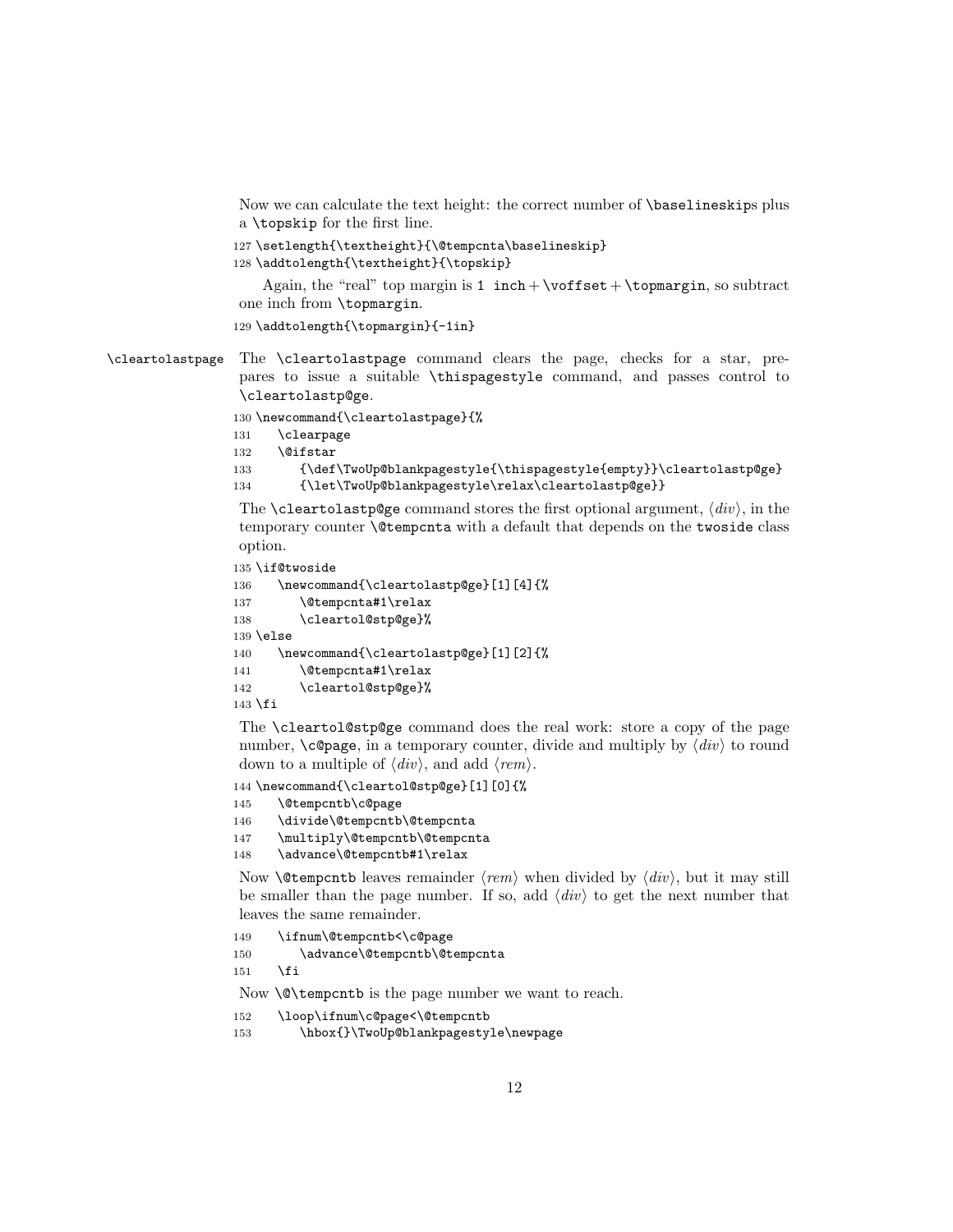Now we can calculate the text height: the correct number of `\baselineskip`s plus a `\topskip` for the first line.

```
127 \setlength{\textheight}{\@tempcnta\baselineskip}
128 \addtolength{\textheight}{\topskip}
```

Again, the "real" top margin is `1 inch` + `\voffset` + `\topmargin`, so subtract one inch from `\topmargin`.

```
129 \addtolength{\topmargin}{-1in}
```

`\cleartolastpage` The `\cleartolastpage` command clears the page, checks for a star, prepares to issue a suitable `\thispagestyle` command, and passes control to `\cleartolastp@ge`.

```
130 \newcommand{\cleartolastpage}{%
131    \clearpage
132    \@ifstar
133       {\def\TwoUp@blankpagestyle{\thispagestyle{empty}}\cleartolastp@ge}
134       {\let\TwoUp@blankpagestyle\relax\cleartolastp@ge}}
```

The `\cleartolastp@ge` command stores the first optional argument, ⟨*div*⟩, in the temporary counter `\@tempcnta` with a default that depends on the `twoside` class option.

```
135 \if@twoside
136    \newcommand{\cleartolastp@ge}[1][4]{%
137       \@tempcnta#1\relax
138       \cleartol@stp@ge}%
139 \else
140    \newcommand{\cleartolastp@ge}[1][2]{%
141       \@tempcnta#1\relax
142       \cleartol@stp@ge}%
143 \fi
```

The `\cleartol@stp@ge` command does the real work: store a copy of the page number, `\c@page`, in a temporary counter, divide and multiply by ⟨*div*⟩ to round down to a multiple of ⟨*div*⟩, and add ⟨*rem*⟩.

```
144 \newcommand{\cleartol@stp@ge}[1][0]{%
145    \@tempcntb\c@page
146    \divide\@tempcntb\@tempcnta
147    \multiply\@tempcntb\@tempcnta
148    \advance\@tempcntb#1\relax
```

Now `\@tempcntb` leaves remainder ⟨*rem*⟩ when divided by ⟨*div*⟩, but it may still be smaller than the page number. If so, add ⟨*div*⟩ to get the next number that leaves the same remainder.

```
149    \ifnum\@tempcntb<\c@page
150       \advance\@tempcntb\@tempcnta
151    \fi
```

Now `\@\tempcntb` is the page number we want to reach.

```
152    \loop\ifnum\c@page<\@tempcntb
153       \hbox{}\TwoUp@blankpagestyle\newpage
```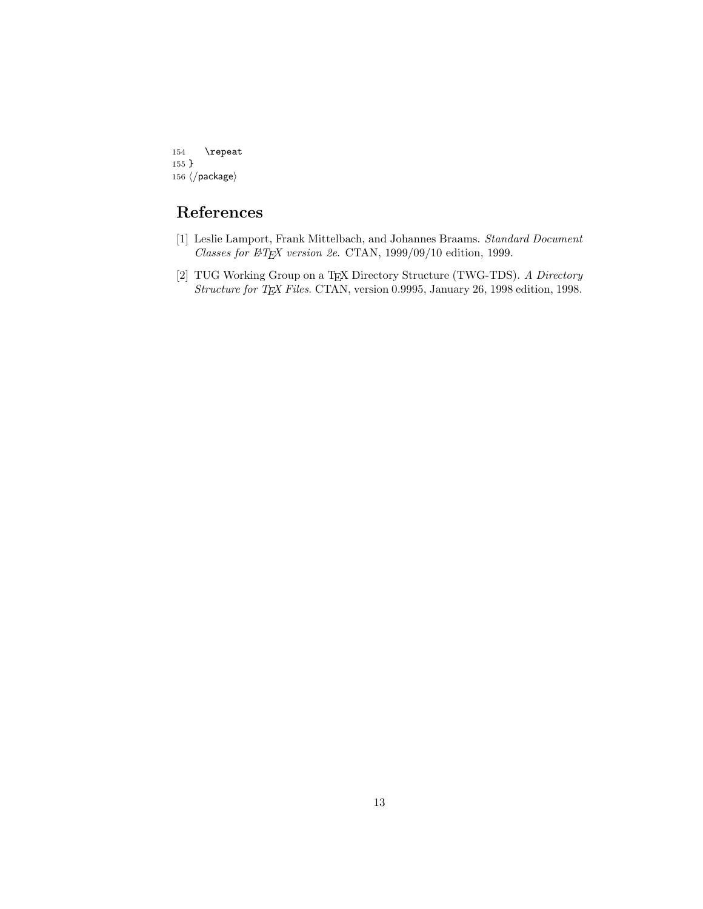```
154     \repeat
155 }
156 </package>
```

## References

[1] Leslie Lamport, Frank Mittelbach, and Johannes Braams. *Standard Document Classes for LaTeX version 2e*. CTAN, 1999/09/10 edition, 1999.

[2] TUG Working Group on a TeX Directory Structure (TWG-TDS). *A Directory Structure for TeX Files*. CTAN, version 0.9995, January 26, 1998 edition, 1998.